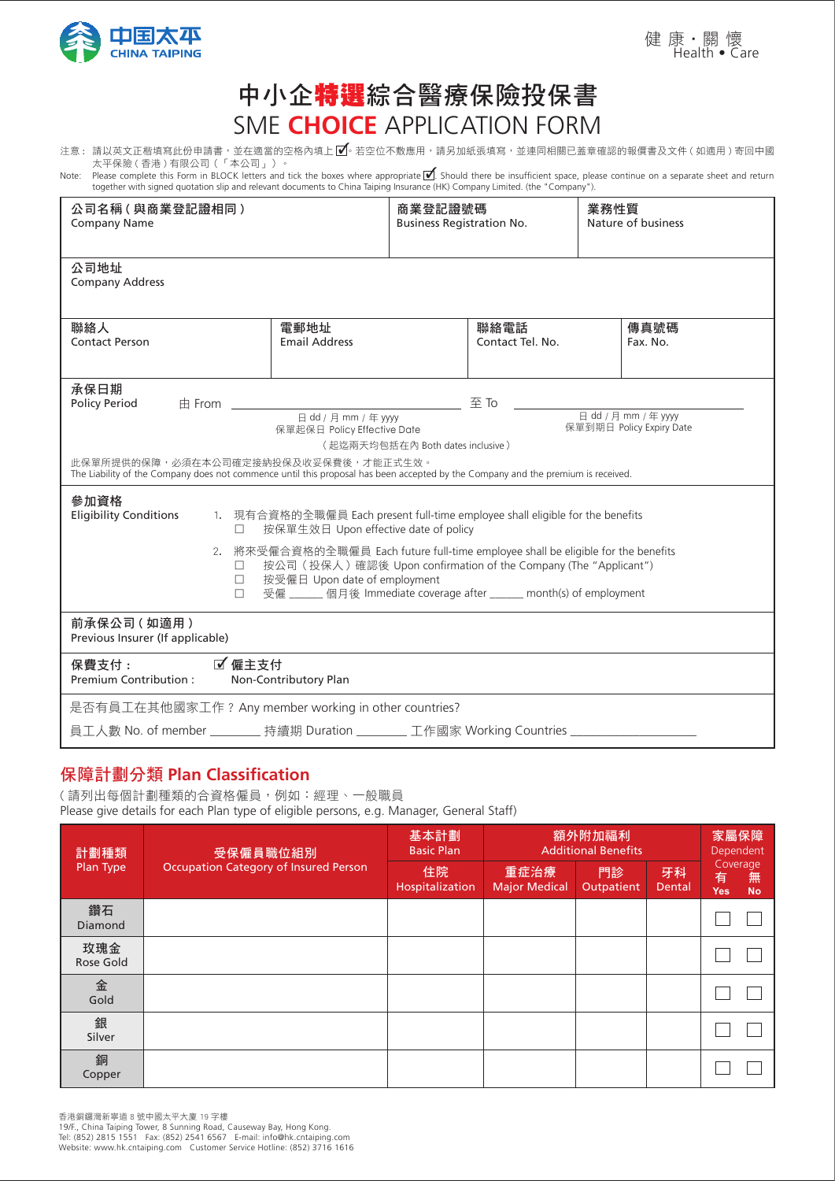中国太平
CHINA TAIPING

健康・關懷
Health • Care

# 中小企特選綜合醫療保險投保書
# SME CHOICE APPLICATION FORM

注意：請以英文正楷填寫此份申請書，並在適當的空格內填上☑。若空位不敷應用，請另加紙張填寫，並連同相關已蓋章確認的報價書及文件（如適用）寄回中國太平保險（香港）有限公司（「本公司」）。

Note: Please complete this Form in BLOCK letters and tick the boxes where appropriate ☑. Should there be insufficient space, please continue on a separate sheet and return together with signed quotation slip and relevant documents to China Taiping Insurance (HK) Company Limited. (the "Company").

| 公司名稱（與商業登記相同）<br>Company Name | 商業登記證號碼<br>Business Registration No. | 業務性質<br>Nature of business |
|---|---|---|

公司地址
Company Address

| 聯絡人<br>Contact Person | 電郵地址<br>Email Address | 聯絡電話<br>Contact Tel. No. | 傳真號碼<br>Fax. No. |
|---|---|---|---|

承保日期
Policy Period 由 From ____________ 至 To ____________

日 dd / 月 mm / 年 yyyy 保單起保日 Policy Effective Date

日 dd / 月 mm / 年 yyyy 保單到期日 Policy Expiry Date

（起迄兩天均包括在內 Both dates inclusive）

此保單所提供的保障，必須在本公司確定接納投保及收妥保費後，才能正式生效。
The Liability of the Company does not commence until this proposal has been accepted by the Company and the premium is received.

參加資格
Eligibility Conditions

1. 現有合資格的全職僱員 Each present full-time employee shall eligible for the benefits
   - ☐ 按保單生效日 Upon effective date of policy
2. 將來受僱合資格的全職僱員 Each future full-time employee shall be eligible for the benefits
   - ☐ 按公司（投保人）確認後 Upon confirmation of the Company (The "Applicant")
   - ☐ 按受僱日 Upon date of employment
   - ☐ 受僱 ______ 個月後 Immediate coverage after ______ month(s) of employment

前承保公司（如適用）
Previous Insurer (If applicable)

保費支付： ☑ 僱主支付
Premium Contribution : Non-Contributory Plan

是否有員工在其他國家工作？Any member working in other countries?

員工人數 No. of member ________ 持續期 Duration ________ 工作國家 Working Countries ____________

## 保障計劃分類 Plan Classification

（請列出每個計劃種類的合資格僱員，例如：經理、一般職員
Please give details for each Plan type of eligible persons, e.g. Manager, General Staff)

| 計劃種類<br>Plan Type | 受保僱員職位組別<br>Occupation Category of Insured Person | 基本計劃<br>Basic Plan | 額外附加福利<br>Additional Benefits | | | 家屬保障<br>Dependent Coverage | |
|---|---|---|---|---|---|---|---|
| | | 住院<br>Hospitalization | 重症治療<br>Major Medical | 門診<br>Outpatient | 牙科<br>Dental | 有<br>Yes | 無<br>No |
| 鑽石<br>Diamond | | | | | | ☐ | ☐ |
| 玫瑰金<br>Rose Gold | | | | | | ☐ | ☐ |
| 金<br>Gold | | | | | | ☐ | ☐ |
| 銀<br>Silver | | | | | | ☐ | ☐ |
| 銅<br>Copper | | | | | | ☐ | ☐ |

香港銅鑼灣新寧道 8 號中國太平大廈 19 字樓
19/F., China Taiping Tower, 8 Sunning Road, Causeway Bay, Hong Kong.
Tel: (852) 2815 1551 Fax: (852) 2541 6567 E-mail: info@hk.cntaiping.com
Website: www.hk.cntaiping.com Customer Service Hotline: (852) 3716 1616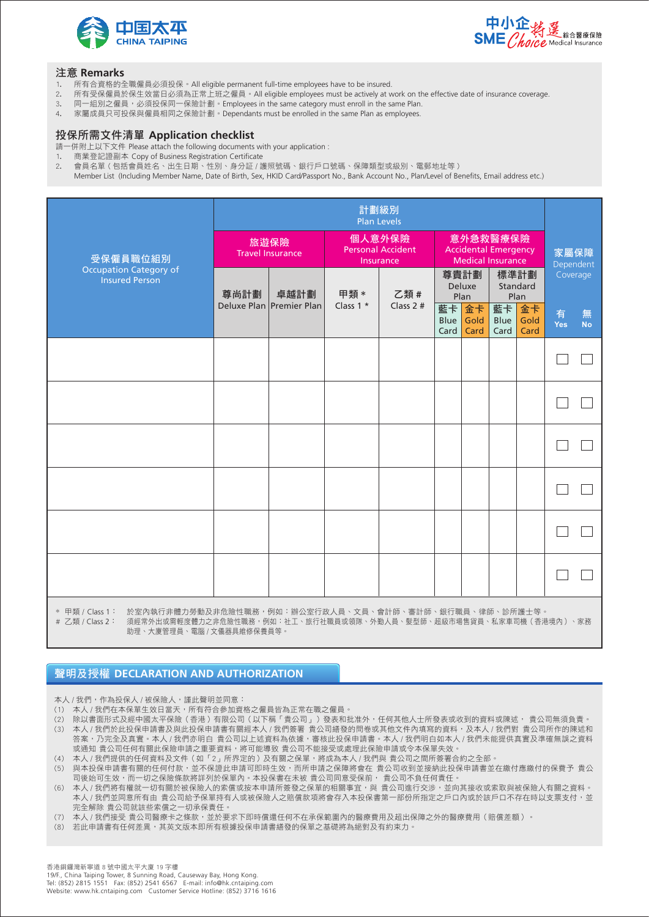中国太平 CHINA TAIPING

中小企特選 綜合醫療保險 SME Choice Medical Insurance

## 注意 Remarks

1. 所有合資格的全職僱員必須投保。All eligible permanent full-time employees have to be insured.
2. 所有受保僱員於保生效當日必須為正常上班之僱員。All eligible employees must be actively at work on the effective date of insurance coverage.
3. 同一組別之僱員，必須投保同一保險計劃。Employees in the same category must enroll in the same Plan.
4. 家屬成員只可投保與僱員相同之保險計劃。Dependants must be enrolled in the same Plan as employees.

## 投保所需文件清單 Application checklist

請一併附上以下文件 Please attach the following documents with your application :

1. 商業登記證副本 Copy of Business Registration Certificate
2. 會員名單（包括會員姓名、出生日期、性別、身分証 / 護照號碼、銀行戶口號碼、保障類型或級別、電郵地址等）
   Member List (Including Member Name, Date of Birth, Sex, HKID Card/Passport No., Bank Account No., Plan/Level of Benefits, Email address etc.)

| 受保僱員職位組別 Occupation Category of Insured Person | 計劃級別 Plan Levels | | | | | | | | 家屬保障 Dependent Coverage | |
|---|---|---|---|---|---|---|---|---|---|---|
| | 旅遊保險 Travel Insurance | | 個人意外保險 Personal Accident Insurance | | 意外急救醫療保險 Accidental Emergency Medical Insurance | | | | | |
| | 尊尚計劃 Deluxe Plan | 卓越計劃 Premier Plan | 甲類 * Class 1 * | 乙類 # Class 2 # | 尊貴計劃 Deluxe Plan | | 標準計劃 Standard Plan | | | |
| | | | | | 藍卡 Blue Card | 金卡 Gold Card | 藍卡 Blue Card | 金卡 Gold Card | 有 Yes | 無 No |
| | | | | | | | | | ☐ | ☐ |
| | | | | | | | | | ☐ | ☐ |
| | | | | | | | | | ☐ | ☐ |
| | | | | | | | | | ☐ | ☐ |
| | | | | | | | | | ☐ | ☐ |
| | | | | | | | | | ☐ | ☐ |

\* 甲類 / Class 1： 於室內執行非體力勞動及非危險性職務，例如：辦公室行政人員、文員、會計師、審計師、銀行職員、律師、診所護士等。

\# 乙類 / Class 2： 須經常外出或需輕度體力之非危險性職務，例如：社工、旅行社職員或領隊、外勤人員、髮型師、超級市場售貨員、私家車司機（香港境內）、家務助理、大廈管理員、電腦 / 文儀器具維修保養員等。

## 聲明及授權 DECLARATION AND AUTHORIZATION

本人 / 我們，作為投保人 / 被保險人，謹此聲明並同意：

(1) 本人 / 我們在本保單生效日當天，所有符合參加資格之僱員皆為正常在職之僱員。
(2) 除以書面形式及經中國太平保險（香港）有限公司（以下稱「貴公司」）發表和批准外，任何其他人士所發表或收到的資料或陳述， 貴公司無須負責。
(3) 本人 / 我們於此投保申請書及與此投保申請書有關經本人 / 我們簽署 貴公司繕發的問卷或其他文件內填寫的資料，及本人 / 我們對 貴公司所作的陳述和答案，乃完全及真實。本人 / 我們亦明白 貴公司以上述資料為依據，審核此投保申請書。本人 / 我們明白如本人 / 我們未能提供真實及準確無誤之資料或通知 貴公司任何有關此保險申請之重要資料，將可能導致 貴公司不能接受或處理此保險申請或令本保單失效。
(4) 本人 / 我們提供的任何資料及文件（如「2」所界定的）及有關之保單，將成為本人 / 我們與 貴公司之間所簽署合約之全部。
(5) 與本投保申請書有關的任何付款，並不保證此申請可即時生效，而所申請之保障將會在 貴公司收到並接納此投保申請書並在繳付應繳付的保費予 貴公司後始可生效，而一切之保險條款將詳列於保單內。本投保書在未被 貴公司同意受保前， 貴公司不負任何責任。
(6) 本人 / 我們將有權就一切有關於被保險人的索償或按本申請所簽發之保單的相關事宜，與 貴公司進行交涉，並向其接收或索取與被保險人有關之資料。本人 / 我們並同意所有由 貴公司給予保單持有人或被保險人之賠償款項將會存入本投保書第一部份所指定之戶口內或於該戶口不存在時以支票支付，並完全解除 貴公司就該些索償之一切承保責任。
(7) 本人 / 我們接受 貴公司醫療卡之條款，並於要求下即時償還任何不在承保範圍內的醫療費用及超出保障之外的醫療費用（賠償差額）。
(8) 若此申請書有任何差異，其英文版本即所有根據投保申請書繕發的保單之基礎將為絕對及有約束力。

香港銅鑼灣新寧道 8 號中國太平大廈 19 字樓
19/F., China Taiping Tower, 8 Sunning Road, Causeway Bay, Hong Kong.
Tel: (852) 2815 1551 Fax: (852) 2541 6567 E-mail: info@hk.cntaiping.com
Website: www.hk.cntaiping.com Customer Service Hotline: (852) 3716 1616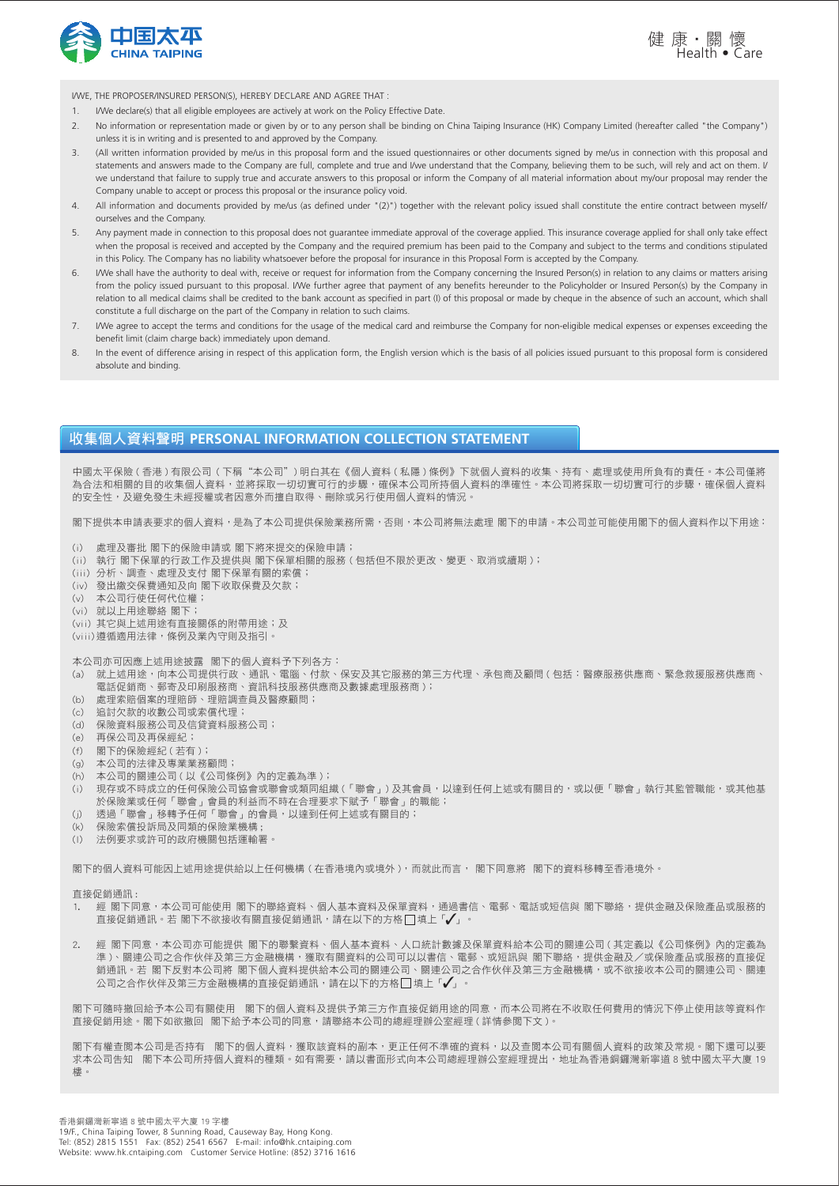I/WE, THE PROPOSER/INSURED PERSON(S), HEREBY DECLARE AND AGREE THAT :

1. I/We declare(s) that all eligible employees are actively at work on the Policy Effective Date.
2. No information or representation made or given by or to any person shall be binding on China Taiping Insurance (HK) Company Limited (hereafter called "the Company") unless it is in writing and is presented to and approved by the Company.
3. (All written information provided by me/us in this proposal form and the issued questionnaires or other documents signed by me/us in connection with this proposal and statements and answers made to the Company are full, complete and true and I/we understand that the Company, believing them to be such, will rely and act on them. I/we understand that failure to supply true and accurate answers to this proposal or inform the Company of all material information about my/our proposal may render the Company unable to accept or process this proposal or the insurance policy void.
4. All information and documents provided by me/us (as defined under "(2)") together with the relevant policy issued shall constitute the entire contract between myself/ourselves and the Company.
5. Any payment made in connection to this proposal does not guarantee immediate approval of the coverage applied. This insurance coverage applied for shall only take effect when the proposal is received and accepted by the Company and the required premium has been paid to the Company and subject to the terms and conditions stipulated in this Policy. The Company has no liability whatsoever before the proposal for insurance in this Proposal Form is accepted by the Company.
6. I/We shall have the authority to deal with, receive or request for information from the Company concerning the Insured Person(s) in relation to any claims or matters arising from the policy issued pursuant to this proposal. I/We further agree that payment of any benefits hereunder to the Policyholder or Insured Person(s) by the Company in relation to all medical claims shall be credited to the bank account as specified in part (I) of this proposal or made by cheque in the absence of such an account, which shall constitute a full discharge on the part of the Company in relation to such claims.
7. I/We agree to accept the terms and conditions for the usage of the medical card and reimburse the Company for non-eligible medical expenses or expenses exceeding the benefit limit (claim charge back) immediately upon demand.
8. In the event of difference arising in respect of this application form, the English version which is the basis of all policies issued pursuant to this proposal form is considered absolute and binding.

## 收集個人資料聲明 PERSONAL INFORMATION COLLECTION STATEMENT

中國太平保險（香港）有限公司（下稱"本公司"）明白其在《個人資料（私隱）條例》下就個人資料的收集、持有、處理或使用所負有的責任。本公司僅將為合法和相關的目的收集個人資料，並將採取一切切實可行的步驟，確保本公司所持個人資料的準確性。本公司將採取一切切實可行的步驟，確保個人資料的安全性，及避免發生未經授權或者因意外而擅自取得、刪除或另行使用個人資料的情況。

閣下提供本申請表要求的個人資料，是為了本公司提供保險業務所需，否則，本公司將無法處理 閣下的申請。本公司並可能使用閣下的個人資料作以下用途：

(i) 處理及審批 閣下的保險申請或 閣下將來提交的保險申請；
(ii) 執行 閣下保單的行政工作及提供與 閣下保單相關的服務（包括但不限於更改、變更、取消或續期）；
(iii) 分析、調查、處理及支付 閣下保單有關的索償；
(iv) 發出繳交保費通知及向 閣下收取保費及欠款；
(v) 本公司行使任何代位權；
(vi) 就以上用途聯絡 閣下；
(vii) 其它與上述用途有直接關係的附帶用途；及
(viii) 遵循適用法律，條例及業內守則及指引。

本公司亦可因應上述用途披露 閣下的個人資料予下列各方：
(a) 就上述用途，向本公司提供行政、通訊、電腦、付款、保安及其它服務的第三方代理、承包商及顧問（包括：醫療服務供應商、緊急救援服務供應商、電話促銷商、郵寄及印刷服務商、資訊科技服務供應商及數據處理服務商）；
(b) 處理索賠個案的理賠師、理賠調查員及醫療顧問；
(c) 追討欠款的收數公司或索償代理；
(d) 保險資料服務公司及信貸資料服務公司；
(e) 再保公司及再保經紀；
(f) 閣下的保險經紀（若有）；
(g) 本公司的法律及專業業務顧問；
(h) 本公司的關連公司（以《公司條例》內的定義為準）；
(i) 現存或不時成立的任何保險公司協會或聯會或類同組織（「聯會」）及其會員，以達到任何上述或有關目的，或以便「聯會」執行其監管職能，或其他基於保險業或任何「聯會」會員的利益而不時在合理要求下賦予「聯會」的職能；
(j) 透過「聯會」移轉予任何「聯會」的會員，以達到任何上述或有關目的；
(k) 保險索償投訴局及同類的保險業機構；
(l) 法例要求或許可的政府機關包括運輸署。

閣下的個人資料可能因上述用途提供給以上任何機構（在香港境內或境外），而就此而言， 閣下同意將 閣下的資料移轉至香港境外。

直接促銷通訊：
1. 經 閣下同意，本公司可能使用 閣下的聯絡資料、個人基本資料及保單資料，通過書信、電郵、電話或短信與 閣下聯絡，提供金融及保險產品或服務的直接促銷通訊。若 閣下不欲接收有關直接促銷通訊，請在以下的方格☐填上「✓」。
2. 經 閣下同意，本公司亦可能提供 閣下的聯繫資料、個人基本資料、人口統計數據及保單資料給本公司的關連公司（其定義以《公司條例》內的定義為準）、關連公司之合作伙伴及第三方金融機構，獲取有關資料的公司可以以書信、電郵、或短訊與 閣下聯絡，提供金融及／或保險產品或服務的直接促銷通訊。若 閣下反對本公司將 閣下個人資料提供給本公司的關連公司、關連公司之合作伙伴及第三方金融機構，或不欲接收本公司的關連公司、關連公司之合作伙伴及第三方金融機構的直接促銷通訊，請在以下的方格☐填上「✓」。

閣下可隨時撤回給予本公司有關使用 閣下的個人資料及提供予第三方作直接促銷用途的同意，而本公司將在不收取任何費用的情況下停止使用該等資料作直接促銷用途。閣下如欲撤回 閣下給予本公司的同意，請聯絡本公司的總經理辦公室經理（詳情參閱下文）。

閣下有權查閱本公司是否持有 閣下的個人資料，獲取該資料的副本，更正任何不準確的資料，以及查閱本公司有關個人資料的政策及常規。閣下還可以要求本公司告知 閣下本公司所持個人資料的種類。如有需要，請以書面形式向本公司總經理辦公室經理提出，地址為香港銅鑼灣新寧道 8 號中國太平大廈 19 樓。

香港銅鑼灣新寧道 8 號中國太平大廈 19 字樓
19/F., China Taiping Tower, 8 Sunning Road, Causeway Bay, Hong Kong.
Tel: (852) 2815 1551 Fax: (852) 2541 6567 E-mail: info@hk.cntaiping.com
Website: www.hk.cntaiping.com Customer Service Hotline: (852) 3716 1616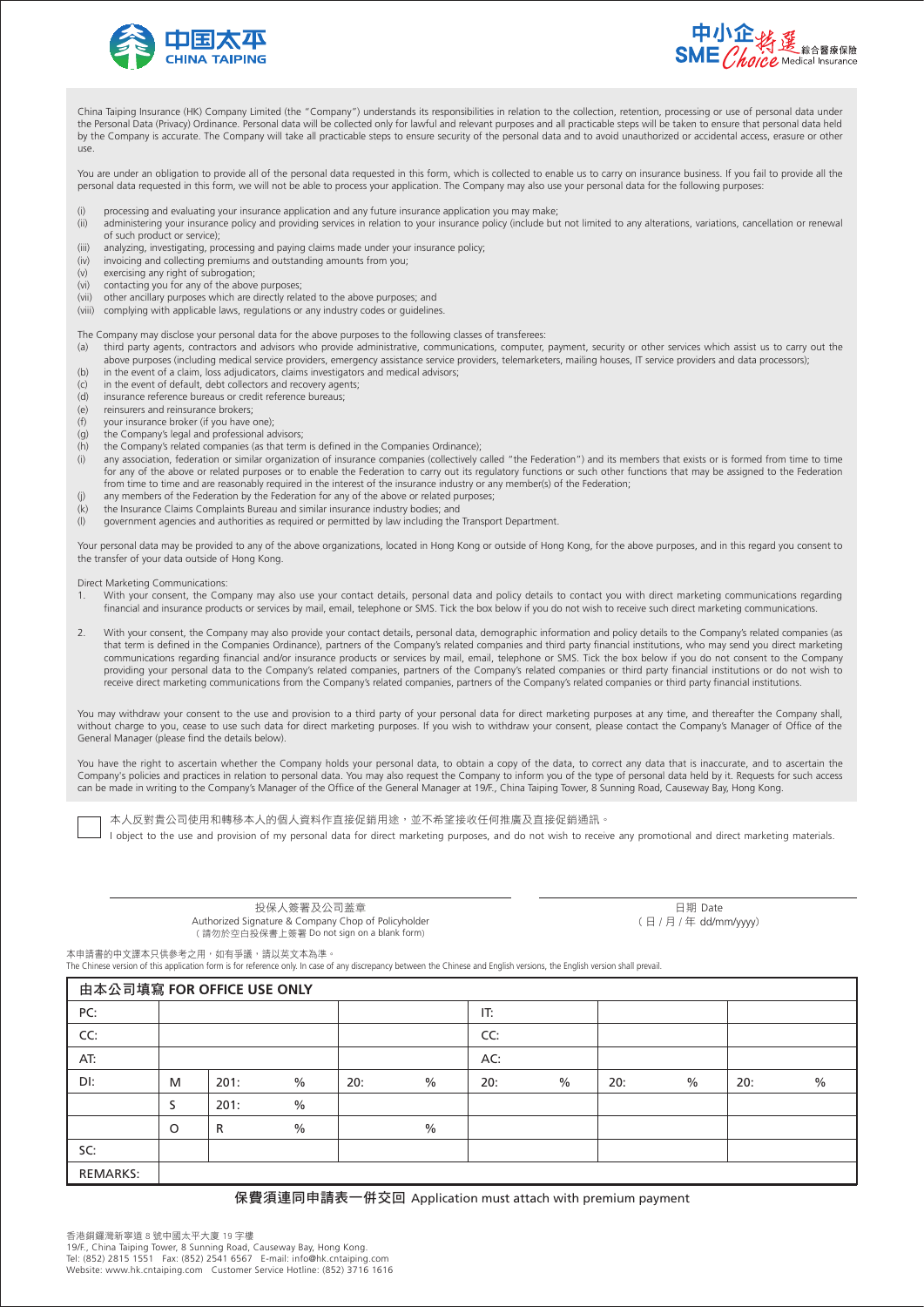China Taiping Insurance (HK) Company Limited (the "Company") understands its responsibilities in relation to the collection, retention, processing or use of personal data under the Personal Data (Privacy) Ordinance. Personal data will be collected only for lawful and relevant purposes and all practicable steps will be taken to ensure that personal data held by the Company is accurate. The Company will take all practicable steps to ensure security of the personal data and to avoid unauthorized or accidental access, erasure or other use.

You are under an obligation to provide all of the personal data requested in this form, which is collected to enable us to carry on insurance business. If you fail to provide all the personal data requested in this form, we will not be able to process your application. The Company may also use your personal data for the following purposes:

(i) processing and evaluating your insurance application and any future insurance application you may make;
(ii) administering your insurance policy and providing services in relation to your insurance policy (include but not limited to any alterations, variations, cancellation or renewal of such product or service);
(iii) analyzing, investigating, processing and paying claims made under your insurance policy;
(iv) invoicing and collecting premiums and outstanding amounts from you;
(v) exercising any right of subrogation;
(vi) contacting you for any of the above purposes;
(vii) other ancillary purposes which are directly related to the above purposes; and
(viii) complying with applicable laws, regulations or any industry codes or guidelines.

The Company may disclose your personal data for the above purposes to the following classes of transferees:

(a) third party agents, contractors and advisors who provide administrative, communications, computer, payment, security or other services which assist us to carry out the above purposes (including medical service providers, emergency assistance service providers, telemarketers, mailing houses, IT service providers and data processors);
(b) in the event of a claim, loss adjudicators, claims investigators and medical advisors;
(c) in the event of default, debt collectors and recovery agents;
(d) insurance reference bureaus or credit reference bureaus;
(e) reinsurers and reinsurance brokers;
(f) your insurance broker (if you have one);
(g) the Company's legal and professional advisors;
(h) the Company's related companies (as that term is defined in the Companies Ordinance);
(i) any association, federation or similar organization of insurance companies (collectively called "the Federation") and its members that exists or is formed from time to time for any of the above or related purposes or to enable the Federation to carry out its regulatory functions or such other functions that may be assigned to the Federation from time to time and are reasonably required in the interest of the insurance industry or any member(s) of the Federation;
(j) any members of the Federation by the Federation for any of the above or related purposes;
(k) the Insurance Claims Complaints Bureau and similar insurance industry bodies; and
(l) government agencies and authorities as required or permitted by law including the Transport Department.

Your personal data may be provided to any of the above organizations, located in Hong Kong or outside of Hong Kong, for the above purposes, and in this regard you consent to the transfer of your data outside of Hong Kong.

Direct Marketing Communications:

1. With your consent, the Company may also use your contact details, personal data and policy details to contact you with direct marketing communications regarding financial and insurance products or services by mail, email, telephone or SMS. Tick the box below if you do not wish to receive such direct marketing communications.

2. With your consent, the Company may also provide your contact details, personal data, demographic information and policy details to the Company's related companies (as that term is defined in the Companies Ordinance), partners of the Company's related companies and third party financial institutions, who may send you direct marketing communications regarding financial and/or insurance products or services by mail, email, telephone or SMS. Tick the box below if you do not consent to the Company providing your personal data to the Company's related companies, partners of the Company's related companies or third party financial institutions or do not wish to receive direct marketing communications from the Company's related companies, partners of the Company's related companies or third party financial institutions.

You may withdraw your consent to the use and provision to a third party of your personal data for direct marketing purposes at any time, and thereafter the Company shall, without charge to you, cease to use such data for direct marketing purposes. If you wish to withdraw your consent, please contact the Company's Manager of Office of the General Manager (please find the details below).

You have the right to ascertain whether the Company holds your personal data, to obtain a copy of the data, to correct any data that is inaccurate, and to ascertain the Company's policies and practices in relation to personal data. You may also request the Company to inform you of the type of personal data held by it. Requests for such access can be made in writing to the Company's Manager of the Office of the General Manager at 19/F., China Taiping Tower, 8 Sunning Road, Causeway Bay, Hong Kong.

☐ 本人反對貴公司使用和轉移本人的個人資料作直接促銷用途，並不希望接收任何推廣及直接促銷通訊。
I object to the use and provision of my personal data for direct marketing purposes, and do not wish to receive any promotional and direct marketing materials.

投保人簽署及公司蓋章
Authorized Signature & Company Chop of Policyholder
（請勿於空白投保書上簽署 Do not sign on a blank form）

日期 Date
（日 / 月 / 年 dd/mm/yyyy）

本申請書的中文譯本只供參考之用，如有爭議，請以英文本為準。
The Chinese version of this application form is for reference only. In case of any discrepancy between the Chinese and English versions, the English version shall prevail.

| 由本公司填寫 FOR OFFICE USE ONLY | | | | | | | | | | | |
|---|---|---|---|---|---|---|---|---|---|---|---|
| PC: | | | | | | IT: | | | | | |
| CC: | | | | | | CC: | | | | | |
| AT: | | | | | | AC: | | | | | |
| DI: | M | 201: | % | 20: | % | 20: | % | 20: | % | 20: | % |
| | S | 201: | % | | | | | | | | |
| | O | R | % | | % | | | | | | |
| SC: | | | | | | | | | | | |
| REMARKS: | | | | | | | | | | | |

**保費須連同申請表一併交回** Application must attach with premium payment

香港銅鑼灣新寧道 8 號中國太平大廈 19 字樓
19/F., China Taiping Tower, 8 Sunning Road, Causeway Bay, Hong Kong.
Tel: (852) 2815 1551 Fax: (852) 2541 6567 E-mail: info@hk.cntaiping.com
Website: www.hk.cntaiping.com Customer Service Hotline: (852) 3716 1616